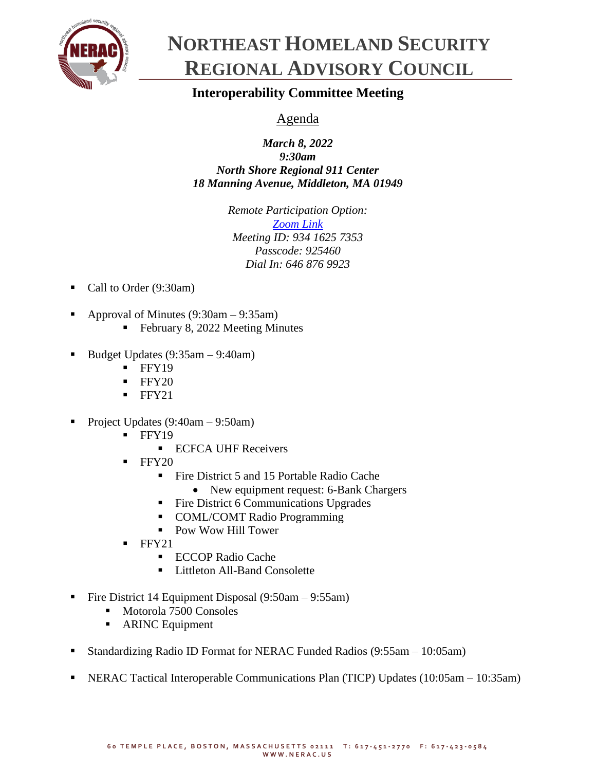# NORTHEAST HOMELAND SECURITY REGIONAL ADVISORY COUNCIL

## Interoperability Committee Meeting

Agenda

***March 8, 2022***
***9:30am***
***North Shore Regional 911 Center***
***18 Manning Avenue, Middleton, MA 01949***

*Remote Participation Option:*
*[Zoom Link]*
*Meeting ID: 934 1625 7353*
*Passcode: 925460*
*Dial In: 646 876 9923*

- Call to Order (9:30am)
- Approval of Minutes (9:30am – 9:35am)
  - February 8, 2022 Meeting Minutes
- Budget Updates (9:35am – 9:40am)
  - FFY19
  - FFY20
  - FFY21
- Project Updates (9:40am – 9:50am)
  - FFY19
    - ECFCA UHF Receivers
  - FFY20
    - Fire District 5 and 15 Portable Radio Cache
      - New equipment request: 6-Bank Chargers
    - Fire District 6 Communications Upgrades
    - COML/COMT Radio Programming
    - Pow Wow Hill Tower
  - FFY21
    - ECCOP Radio Cache
    - Littleton All-Band Consolette
- Fire District 14 Equipment Disposal (9:50am – 9:55am)
  - Motorola 7500 Consoles
  - ARINC Equipment
- Standardizing Radio ID Format for NERAC Funded Radios (9:55am – 10:05am)
- NERAC Tactical Interoperable Communications Plan (TICP) Updates (10:05am – 10:35am)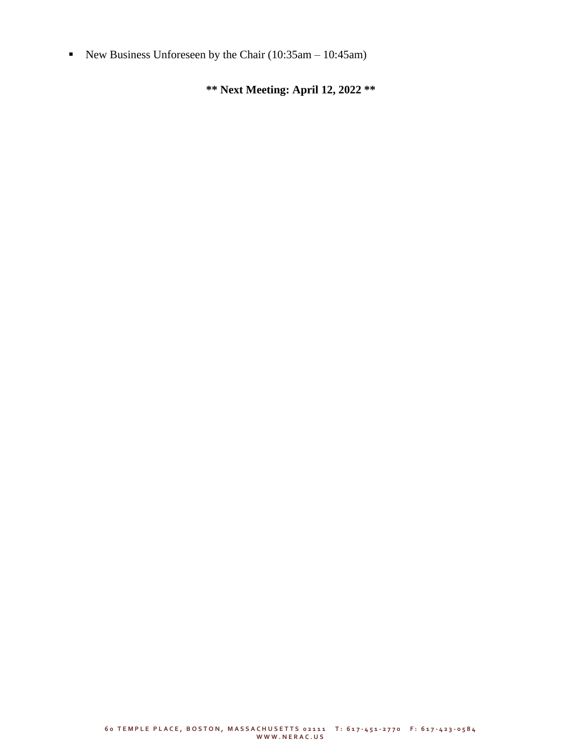- New Business Unforeseen by the Chair (10:35am – 10:45am)

**** Next Meeting: April 12, 2022 ****